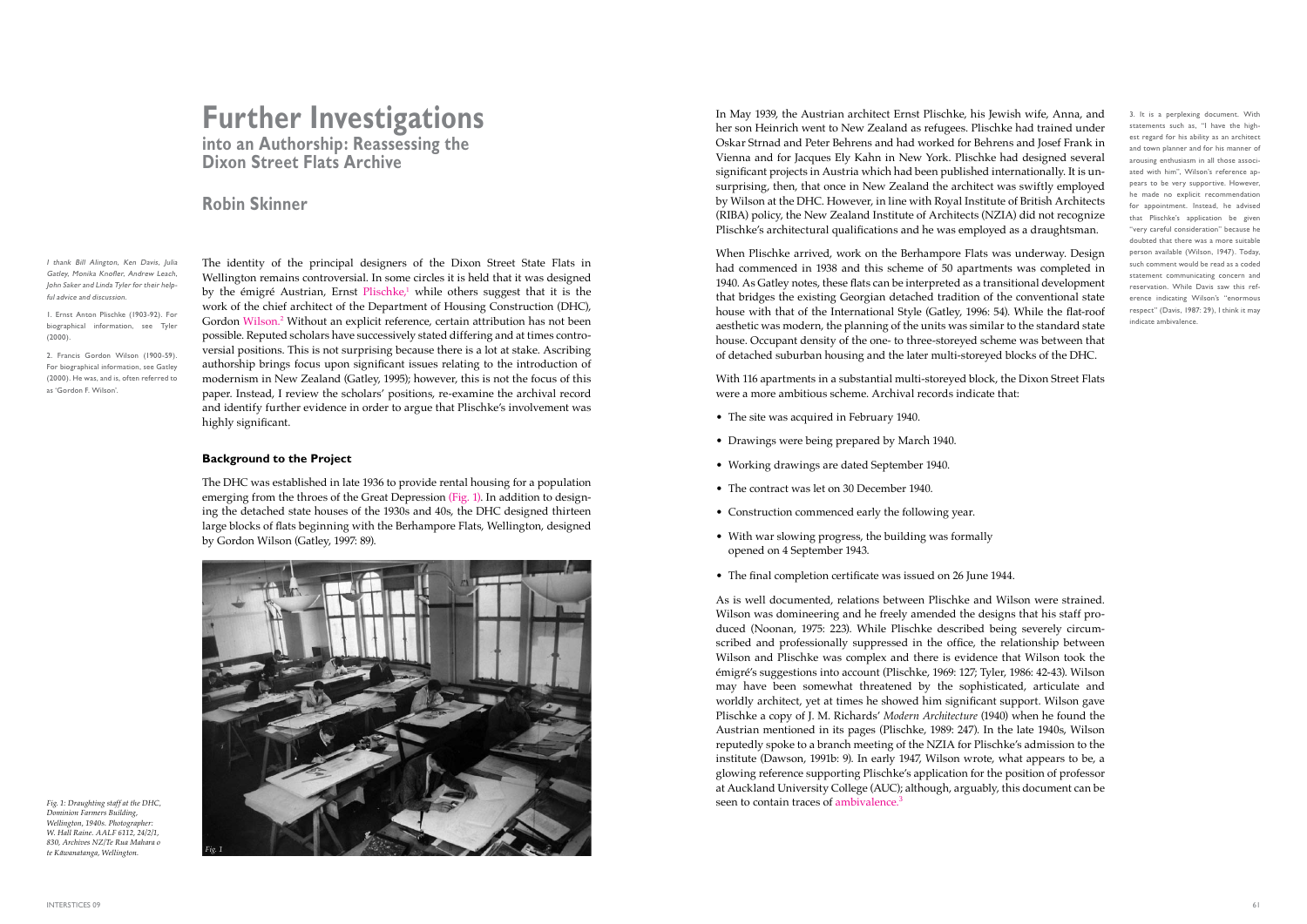# Further Investigations

## into an Authorship: Reassessing the Dixon Street Flats Archive

### Robin Skinner

*I thank Bill Alington, Ken Davis, Julia Gatley, Monika Knofler, Andrew Leach, John Saker and Linda Tyler for their helpful advice and discussion.*

The identity of the principal designers of the Dixon Street State Flats in Wellington remains controversial. In some circles it is held that it was designed by the émigré Austrian, Ernst Plischke,[1] while others suggest that it is the work of the chief architect of the Department of Housing Construction (DHC), Gordon Wilson.[2] Without an explicit reference, certain attribution has not been possible. Reputed scholars have successively stated differing and at times controversial positions. This is not surprising because there is a lot at stake. Ascribing authorship brings focus upon significant issues relating to the introduction of modernism in New Zealand (Gatley, 1995); however, this is not the focus of this paper. Instead, I review the scholars' positions, re-examine the archival record and identify further evidence in order to argue that Plischke's involvement was highly significant.

1. Ernst Anton Plischke (1903-92). For biographical information, see Tyler (2000).

2. Francis Gordon Wilson (1900-59). For biographical information, see Gatley (2000). He was, and is, often referred to as 'Gordon F. Wilson'.

#### Background to the Project

The DHC was established in late 1936 to provide rental housing for a population emerging from the throes of the Great Depression (Fig. 1). In addition to designing the detached state houses of the 1930s and 40s, the DHC designed thirteen large blocks of flats beginning with the Berhampore Flats, Wellington, designed by Gordon Wilson (Gatley, 1997: 89).

*Fig. 1: Draughting staff at the DHC, Dominion Farmers Building, Wellington, 1940s. Photographer: W. Hall Raine. AALF 6112, 24/2/1, 830, Archives NZ/Te Rua Mahara o te Kāwanatanga, Wellington.*

In May 1939, the Austrian architect Ernst Plischke, his Jewish wife, Anna, and her son Heinrich went to New Zealand as refugees. Plischke had trained under Oskar Strnad and Peter Behrens and had worked for Behrens and Josef Frank in Vienna and for Jacques Ely Kahn in New York. Plischke had designed several significant projects in Austria which had been published internationally. It is unsurprising, then, that once in New Zealand the architect was swiftly employed by Wilson at the DHC. However, in line with Royal Institute of British Architects (RIBA) policy, the New Zealand Institute of Architects (NZIA) did not recognize Plischke's architectural qualifications and he was employed as a draughtsman.

When Plischke arrived, work on the Berhampore Flats was underway. Design had commenced in 1938 and this scheme of 50 apartments was completed in 1940. As Gatley notes, these flats can be interpreted as a transitional development that bridges the existing Georgian detached tradition of the conventional state house with that of the International Style (Gatley, 1996: 54). While the flat-roof aesthetic was modern, the planning of the units was similar to the standard state house. Occupant density of the one- to three-storeyed scheme was between that of detached suburban housing and the later multi-storeyed blocks of the DHC.

With 116 apartments in a substantial multi-storeyed block, the Dixon Street Flats were a more ambitious scheme. Archival records indicate that:

- The site was acquired in February 1940.
- Drawings were being prepared by March 1940.
- Working drawings are dated September 1940.
- The contract was let on 30 December 1940.
- Construction commenced early the following year.
- With war slowing progress, the building was formally opened on 4 September 1943.
- The final completion certificate was issued on 26 June 1944.

As is well documented, relations between Plischke and Wilson were strained. Wilson was domineering and he freely amended the designs that his staff produced (Noonan, 1975: 223). While Plischke described being severely circumscribed and professionally suppressed in the office, the relationship between Wilson and Plischke was complex and there is evidence that Wilson took the émigré's suggestions into account (Plischke, 1969: 127; Tyler, 1986: 42-43). Wilson may have been somewhat threatened by the sophisticated, articulate and worldly architect, yet at times he showed him significant support. Wilson gave Plischke a copy of J. M. Richards' *Modern Architecture* (1940) when he found the Austrian mentioned in its pages (Plischke, 1989: 247). In the late 1940s, Wilson reputedly spoke to a branch meeting of the NZIA for Plischke's admission to the institute (Dawson, 1991b: 9). In early 1947, Wilson wrote, what appears to be, a glowing reference supporting Plischke's application for the position of professor at Auckland University College (AUC); although, arguably, this document can be seen to contain traces of ambivalence.[3]

3. It is a perplexing document. With statements such as, "I have the highest regard for his ability as an architect and town planner and for his manner of arousing enthusiasm in all those associated with him", Wilson's reference appears to be very supportive. However, he made no explicit recommendation for appointment. Instead, he advised that Plischke's application be given "very careful consideration" because he doubted that there was a more suitable person available (Wilson, 1947). Today, such comment would be read as a coded statement communicating concern and reservation. While Davis saw this reference indicating Wilson's "enormous respect" (Davis, 1987: 29), I think it may indicate ambivalence.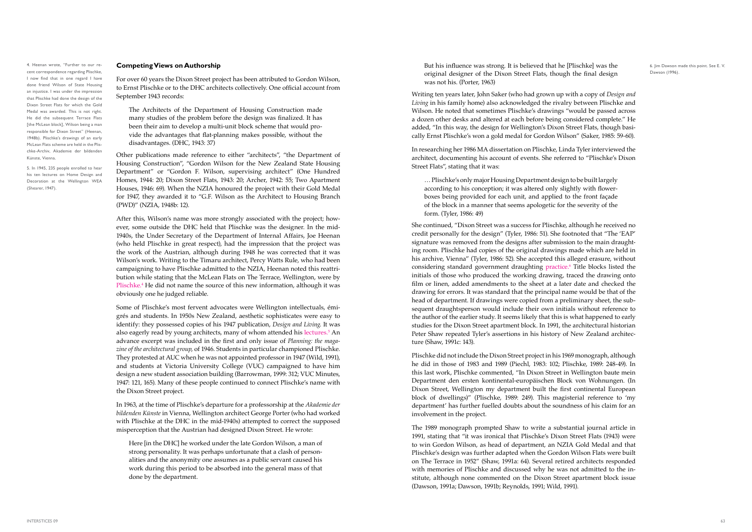## Competing Views on Authorship

For over 60 years the Dixon Street project has been attributed to Gordon Wilson, to Ernst Plischke or to the DHC architects collectively. One official account from September 1943 records:

> The Architects of the Department of Housing Construction made many studies of the problem before the design was finalized. It has been their aim to develop a multi-unit block scheme that would provide the advantages that flat-planning makes possible, without the disadvantages. (DHC, 1943: 37)

Other publications made reference to either "architects", "the Department of Housing Construction", "Gordon Wilson for the New Zealand State Housing Department" or "Gordon F. Wilson, supervising architect" (One Hundred Homes, 1944: 20; Dixon Street Flats, 1943: 20; Archer, 1942: 55; Two Apartment Houses, 1946: 69). When the NZIA honoured the project with their Gold Medal for 1947, they awarded it to "G.F. Wilson as the Architect to Housing Branch (PWD)" (NZIA, 1948b: 12).

After this, Wilson's name was more strongly associated with the project; however, some outside the DHC held that Plischke was the designer. In the mid-1940s, the Under Secretary of the Department of Internal Affairs, Joe Heenan (who held Plischke in great respect), had the impression that the project was the work of the Austrian, although during 1948 he was corrected that it was Wilson's work. Writing to the Timaru architect, Percy Watts Rule, who had been campaigning to have Plischke admitted to the NZIA, Heenan noted this reattribution while stating that the McLean Flats on The Terrace, Wellington, were by Plischke.[4] He did not name the source of this new information, although it was obviously one he judged reliable.

Some of Plischke's most fervent advocates were Wellington intellectuals, émigrés and students. In 1950s New Zealand, aesthetic sophisticates were easy to identify: they possessed copies of his 1947 publication, *Design and Living.* It was also eagerly read by young architects, many of whom attended his lectures.[5] An advance excerpt was included in the first and only issue of *Planning: the magazine of the architectural group*, of 1946. Students in particular championed Plischke. They protested at AUC when he was not appointed professor in 1947 (Wild, 1991), and students at Victoria University College (VUC) campaigned to have him design a new student association building (Barrowman, 1999: 312; VUC Minutes, 1947: 121, 165). Many of these people continued to connect Plischke's name with the Dixon Street project.

In 1963, at the time of Plischke's departure for a professorship at the *Akademie der bildenden Künste* in Vienna, Wellington architect George Porter (who had worked with Plischke at the DHC in the mid-1940s) attempted to correct the supposed misperception that the Austrian had designed Dixon Street. He wrote:

> Here [in the DHC] he worked under the late Gordon Wilson, a man of strong personality. It was perhaps unfortunate that a clash of personalities and the anonymity one assumes as a public servant caused his work during this period to be absorbed into the general mass of that done by the department.
>
> But his influence was strong. It is believed that he [Plischke] was the original designer of the Dixon Street Flats, though the final design was not his. (Porter, 1963)

Writing ten years later, John Saker (who had grown up with a copy of *Design and Living* in his family home) also acknowledged the rivalry between Plischke and Wilson. He noted that sometimes Plischke's drawings "would be passed across a dozen other desks and altered at each before being considered complete." He added, "In this way, the design for Wellington's Dixon Street Flats, though basically Ernst Plischke's won a gold medal for Gordon Wilson" (Saker, 1985: 59-60).

In researching her 1986 MA dissertation on Plischke, Linda Tyler interviewed the architect, documenting his account of events. She referred to "Plischke's Dixon Street Flats", stating that it was:

> … Plischke's only major Housing Department design to be built largely according to his conception; it was altered only slightly with flower-boxes being provided for each unit, and applied to the front façade of the block in a manner that seems apologetic for the severity of the form. (Tyler, 1986: 49)

She continued, "Dixon Street was a success for Plischke, although he received no credit personally for the design" (Tyler, 1986: 51). She footnoted that "The 'EAP' signature was removed from the designs after submission to the main draughting room. Plischke had copies of the original drawings made which are held in his archive, Vienna" (Tyler, 1986: 52). She accepted this alleged erasure, without considering standard government draughting practice.[6] Title blocks listed the initials of those who produced the working drawing, traced the drawing onto film or linen, added amendments to the sheet at a later date and checked the drawing for errors. It was standard that the principal name would be that of the head of department. If drawings were copied from a preliminary sheet, the subsequent draughtsperson would include their own initials without reference to the author of the earlier study. It seems likely that this is what happened to early studies for the Dixon Street apartment block. In 1991, the architectural historian Peter Shaw repeated Tyler's assertions in his history of New Zealand architecture (Shaw, 1991c: 143).

Plischke did not include the Dixon Street project in his 1969 monograph, although he did in those of 1983 and 1989 (Piechl, 1983: 102; Plischke, 1989: 248-49). In this last work, Plischke commented, "In Dixon Street in Wellington baute mein Department den ersten kontinental-europäischen Block von Wohnungen. (In Dixon Street, Wellington my department built the first continental European block of dwellings)" (Plischke, 1989: 249). This magisterial reference to 'my department' has further fuelled doubts about the soundness of his claim for an involvement in the project.

The 1989 monograph prompted Shaw to write a substantial journal article in 1991, stating that "it was ironical that Plischke's Dixon Street Flats (1943) were to win Gordon Wilson, as head of department, an NZIA Gold Medal and that Plischke's design was further adapted when the Gordon Wilson Flats were built on The Terrace in 1952" (Shaw, 1991a: 64). Several retired architects responded with memories of Plischke and discussed why he was not admitted to the institute, although none commented on the Dixon Street apartment block issue (Dawson, 1991a; Dawson, 1991b; Reynolds, 1991; Wild, 1991).

4. Heenan wrote, "Further to our recent correspondence regarding Plischke, I now find that in one regard I have done friend Wilson of State Housing an injustice. I was under the impression that Plischke had done the design of the Dixon Street Flats for which the Gold Medal was awarded. This is not right. He did the subsequent Terrace Flats [the McLean block], Wilson being a man responsible for Dixon Street" (Heenan, 1948b). Plischke's drawings of an early McLean Flats scheme are held in the Plischke-Archiv, Akademie der bildenden Künste, Vienna.

5. In 1945, 235 people enrolled to hear his ten lectures on Home Design and Decoration at the Wellington WEA (Shearer, 1947).

6. Jim Dawson made this point. See E. V. Dawson (1996).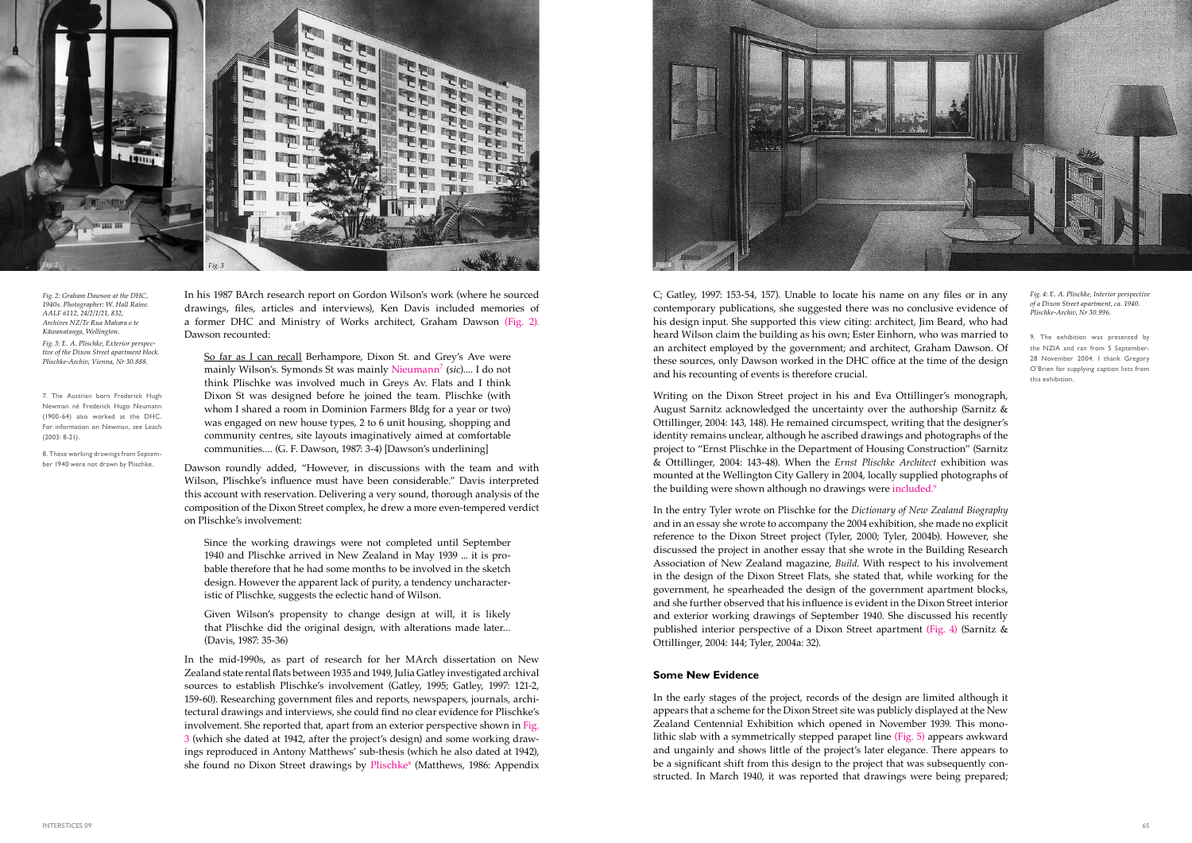*Fig. 2: Graham Dawson at the DHC, 1940s. Photographer: W. Hall Raine. AALF 6112, 24/2/1/21, 832, Archives NZ/Te Rua Mahara o te Kāwanatanga, Wellington.*

*Fig. 3: E. A. Plischke, Exterior perspective of the Dixon Street apartment block. Plischke-Archiv, Vienna, Nr 30.888.*

In his 1987 BArch research report on Gordon Wilson's work (where he sourced drawings, files, articles and interviews), Ken Davis included memories of a former DHC and Ministry of Works architect, Graham Dawson (Fig. 2). Dawson recounted:

> So far as I can recall Berhampore, Dixon St. and Grey's Ave were mainly Wilson's. Symonds St was mainly Nieumann[7] (*sic*).... I do not think Plischke was involved much in Greys Av. Flats and I think Dixon St was designed before he joined the team. Plischke (with whom I shared a room in Dominion Farmers Bldg for a year or two) was engaged on new house types, 2 to 6 unit housing, shopping and community centres, site layouts imaginatively aimed at comfortable communities.... (G. F. Dawson, 1987: 3-4) [Dawson's underlining]

Dawson roundly added, "However, in discussions with the team and with Wilson, Plischke's influence must have been considerable." Davis interpreted this account with reservation. Delivering a very sound, thorough analysis of the composition of the Dixon Street complex, he drew a more even-tempered verdict on Plischke's involvement:

> Since the working drawings were not completed until September 1940 and Plischke arrived in New Zealand in May 1939 ... it is probable therefore that he had some months to be involved in the sketch design. However the apparent lack of purity, a tendency uncharacteristic of Plischke, suggests the eclectic hand of Wilson.
>
> Given Wilson's propensity to change design at will, it is likely that Plischke did the original design, with alterations made later... (Davis, 1987: 35-36)

In the mid-1990s, as part of research for her MArch dissertation on New Zealand state rental flats between 1935 and 1949, Julia Gatley investigated archival sources to establish Plischke's involvement (Gatley, 1995; Gatley, 1997: 121-2, 159-60). Researching government files and reports, newspapers, journals, architectural drawings and interviews, she could find no clear evidence for Plischke's involvement. She reported that, apart from an exterior perspective shown in Fig. 3 (which she dated at 1942, after the project's design) and some working drawings reproduced in Antony Matthews' sub-thesis (which he also dated at 1942), she found no Dixon Street drawings by Plischke[8] (Matthews, 1986: Appendix C; Gatley, 1997: 153-54, 157). Unable to locate his name on any files or in any contemporary publications, she suggested there was no conclusive evidence of his design input. She supported this view citing: architect, Jim Beard, who had heard Wilson claim the building as his own; Ester Einhorn, who was married to an architect employed by the government; and architect, Graham Dawson. Of these sources, only Dawson worked in the DHC office at the time of the design and his recounting of events is therefore crucial.

7. The Austrian born Frederick Hugh Newman né Frederick Hugo Neumann (1900-64) also worked at the DHC. For information on Newman, see Leach (2003: 8-21).

8. These working drawings from September 1940 were not drawn by Plischke.

Writing on the Dixon Street project in his and Eva Ottillinger's monograph, August Sarnitz acknowledged the uncertainty over the authorship (Sarnitz & Ottillinger, 2004: 143, 148). He remained circumspect, writing that the designer's identity remains unclear, although he ascribed drawings and photographs of the project to "Ernst Plischke in the Department of Housing Construction" (Sarnitz & Ottillinger, 2004: 143-48). When the *Ernst Plischke Architect* exhibition was mounted at the Wellington City Gallery in 2004, locally supplied photographs of the building were shown although no drawings were included.[9]

In the entry Tyler wrote on Plischke for the *Dictionary of New Zealand Biography* and in an essay she wrote to accompany the 2004 exhibition, she made no explicit reference to the Dixon Street project (Tyler, 2000; Tyler, 2004b). However, she discussed the project in another essay that she wrote in the Building Research Association of New Zealand magazine, *Build*. With respect to his involvement in the design of the Dixon Street Flats, she stated that, while working for the government, he spearheaded the design of the government apartment blocks, and she further observed that his influence is evident in the Dixon Street interior and exterior working drawings of September 1940. She discussed his recently published interior perspective of a Dixon Street apartment (Fig. 4) (Sarnitz & Ottillinger, 2004: 144; Tyler, 2004a: 32).

*Fig. 4: E. A. Plischke, Interior perspective of a Dixon Street apartment, ca. 1940. Plischke-Archiv, Nr 30.996.*

9. The exhibition was presented by the NZIA and ran from 5 September-28 November 2004. I thank Gregory O'Brien for supplying caption lists from this exhibition.

## Some New Evidence

In the early stages of the project, records of the design are limited although it appears that a scheme for the Dixon Street site was publicly displayed at the New Zealand Centennial Exhibition which opened in November 1939. This monolithic slab with a symmetrically stepped parapet line (Fig. 5) appears awkward and ungainly and shows little of the project's later elegance. There appears to be a significant shift from this design to the project that was subsequently constructed. In March 1940, it was reported that drawings were being prepared;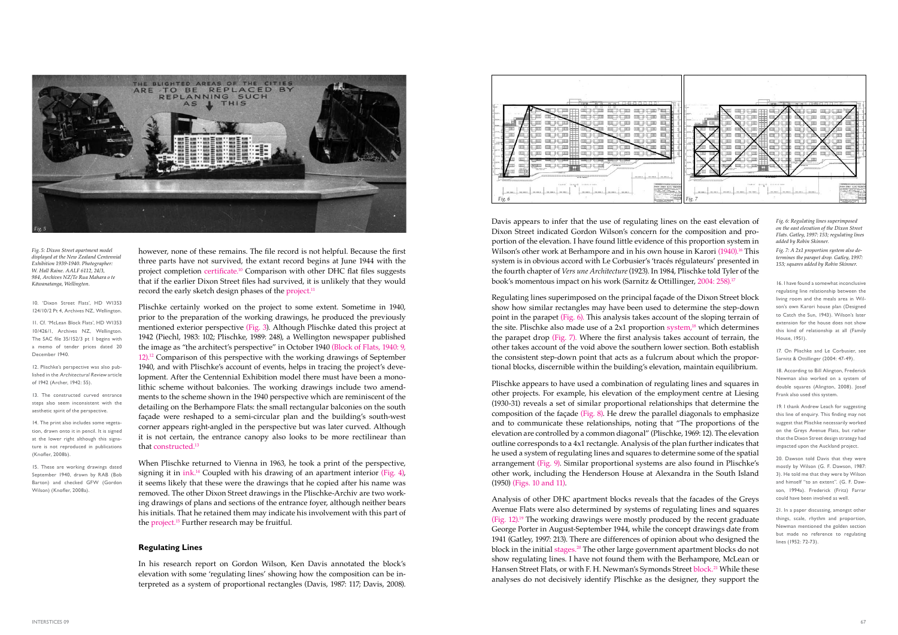however, none of these remains. The file record is not helpful. Because the first three parts have not survived, the extant record begins at June 1944 with the project completion certificate.[10] Comparison with other DHC flat files suggests that if the earlier Dixon Street files had survived, it is unlikely that they would record the early sketch design phases of the project.[11]

Plischke certainly worked on the project to some extent. Sometime in 1940, prior to the preparation of the working drawings, he produced the previously mentioned exterior perspective (Fig. 3). Although Plischke dated this project at 1942 (Piechl, 1983: 102; Plischke, 1989: 248), a Wellington newspaper published the image as "the architect's perspective" in October 1940 (Block of Flats, 1940: 9, 12).[12] Comparison of this perspective with the working drawings of September 1940, and with Plischke's account of events, helps in tracing the project's development. After the Centennial Exhibition model there must have been a monolithic scheme without balconies. The working drawings include two amendments to the scheme shown in the 1940 perspective which are reminiscent of the detailing on the Berhampore Flats: the small rectangular balconies on the south façade were reshaped to a semi-circular plan and the building's south-west corner appears right-angled in the perspective but was later curved. Although it is not certain, the entrance canopy also looks to be more rectilinear than that constructed.[13]

When Plischke returned to Vienna in 1963, he took a print of the perspective, signing it in ink.[14] Coupled with his drawing of an apartment interior (Fig. 4), it seems likely that these were the drawings that he copied after his name was removed. The other Dixon Street drawings in the Plischke-Archiv are two working drawings of plans and sections of the entrance foyer, although neither bears his initials. That he retained them may indicate his involvement with this part of the project.[15] Further research may be fruitful.

## Regulating Lines

In his research report on Gordon Wilson, Ken Davis annotated the block's elevation with some 'regulating lines' showing how the composition can be interpreted as a system of proportional rectangles (Davis, 1987: 117; Davis, 2008). Davis appears to infer that the use of regulating lines on the east elevation of Dixon Street indicated Gordon Wilson's concern for the composition and proportion of the elevation. I have found little evidence of this proportion system in Wilson's other work at Berhampore and in his own house in Karori (1940).[16] This system is in obvious accord with Le Corbusier's 'tracés régulateurs' presented in the fourth chapter of *Vers une Architecture* (1923). In 1984, Plischke told Tyler of the book's momentous impact on his work (Sarnitz & Ottillinger, 2004: 258).[17]

Regulating lines superimposed on the principal façade of the Dixon Street block show how similar rectangles may have been used to determine the step-down point in the parapet (Fig. 6). This analysis takes account of the sloping terrain of the site. Plischke also made use of a 2x1 proportion system,[18] which determines the parapet drop (Fig. 7). Where the first analysis takes account of terrain, the other takes account of the void above the southern lower section. Both establish the consistent step-down point that acts as a fulcrum about which the proportional blocks, discernible within the building's elevation, maintain equilibrium.

Plischke appears to have used a combination of regulating lines and squares in other projects. For example, his elevation of the employment centre at Liesing (1930-31) reveals a set of similar proportional relationships that determine the composition of the façade (Fig. 8). He drew the parallel diagonals to emphasize and to communicate these relationships, noting that "The proportions of the elevation are controlled by a common diagonal" (Plischke, 1969: 12). The elevation outline corresponds to a 4x1 rectangle. Analysis of the plan further indicates that he used a system of regulating lines and squares to determine some of the spatial arrangement (Fig. 9). Similar proportional systems are also found in Plischke's other work, including the Henderson House at Alexandra in the South Island (1950) (Figs. 10 and 11).

Analysis of other DHC apartment blocks reveals that the facades of the Greys Avenue Flats were also determined by systems of regulating lines and squares (Fig. 12).[19] The working drawings were mostly produced by the recent graduate George Porter in August-September 1944, while the concept drawings date from 1941 (Gatley, 1997: 213). There are differences of opinion about who designed the block in the initial stages.[20] The other large government apartment blocks do not show regulating lines. I have not found them with the Berhampore, McLean or Hansen Street Flats, or with F. H. Newman's Symonds Street block.[21] While these analyses do not decisively identify Plischke as the designer, they support the

*Fig. 5: Dixon Street apartment model displayed at the New Zealand Centennial Exhibition 1939-1940. Photographer: W. Hall Raine. AALF 6112, 24/3, 984, Archives NZ/Te Rua Mahara o te Kāwanatanga, Wellington.*

*Fig. 6: Regulating lines superimposed on the east elevation of the Dixon Street Flats. Gatley, 1997: 153; regulating lines added by Robin Skinner.*

*Fig. 7: A 2x1 proportion system also determines the parapet drop. Gatley, 1997: 153; squares added by Robin Skinner.*

10. 'Dixon Street Flats', HD W1353 124/10/2 Pt 4, Archives NZ, Wellington.

11. Cf. 'McLean Block Flats', HD W1353 10/426/1, Archives NZ, Wellington. The SAC file 35/152/3 pt 1 begins with a memo of tender prices dated 20 December 1940.

12. Plischke's perspective was also published in the *Architectural Review* article of 1942 (Archer, 1942: 55).

13. The constructed curved entrance steps also seem inconsistent with the aesthetic spirit of the perspective.

14. The print also includes some vegetation, drawn onto it in pencil. It is signed at the lower right although this signature is not reproduced in publications (Knofler, 2008b).

15. These are working drawings dated September 1940, drawn by RAB (Bob Barton) and checked GFW (Gordon Wilson) (Knofler, 2008a).

16. I have found a somewhat inconclusive regulating line relationship between the living room and the meals area in Wilson's own Karori house plan (Designed to Catch the Sun, 1943). Wilson's later extension for the house does not show this kind of relationship at all (Family House, 1951).

17. On Plischke and Le Corbusier, see Sarnitz & Ottillinger (2004: 47-49).

18. According to Bill Alington, Frederick Newman also worked on a system of double squares (Alington, 2008). Josef Frank also used this system.

19. I thank Andrew Leach for suggesting this line of enquiry. This finding may not suggest that Plischke necessarily worked on the Greys Avenue Flats, but rather that the Dixon Street design strategy had impacted upon the Auckland project.

20. Dawson told Davis that they were mostly by Wilson (G. F. Dawson, 1987: 3). He told me that they were by Wilson and himself "to an extent". (G. F. Dawson, 1994a). Frederick (Fritz) Farrar could have been involved as well.

21. In a paper discussing, amongst other things, scale, rhythm and proportion, Newman mentioned the golden section but made no reference to regulating lines (1952: 72-73).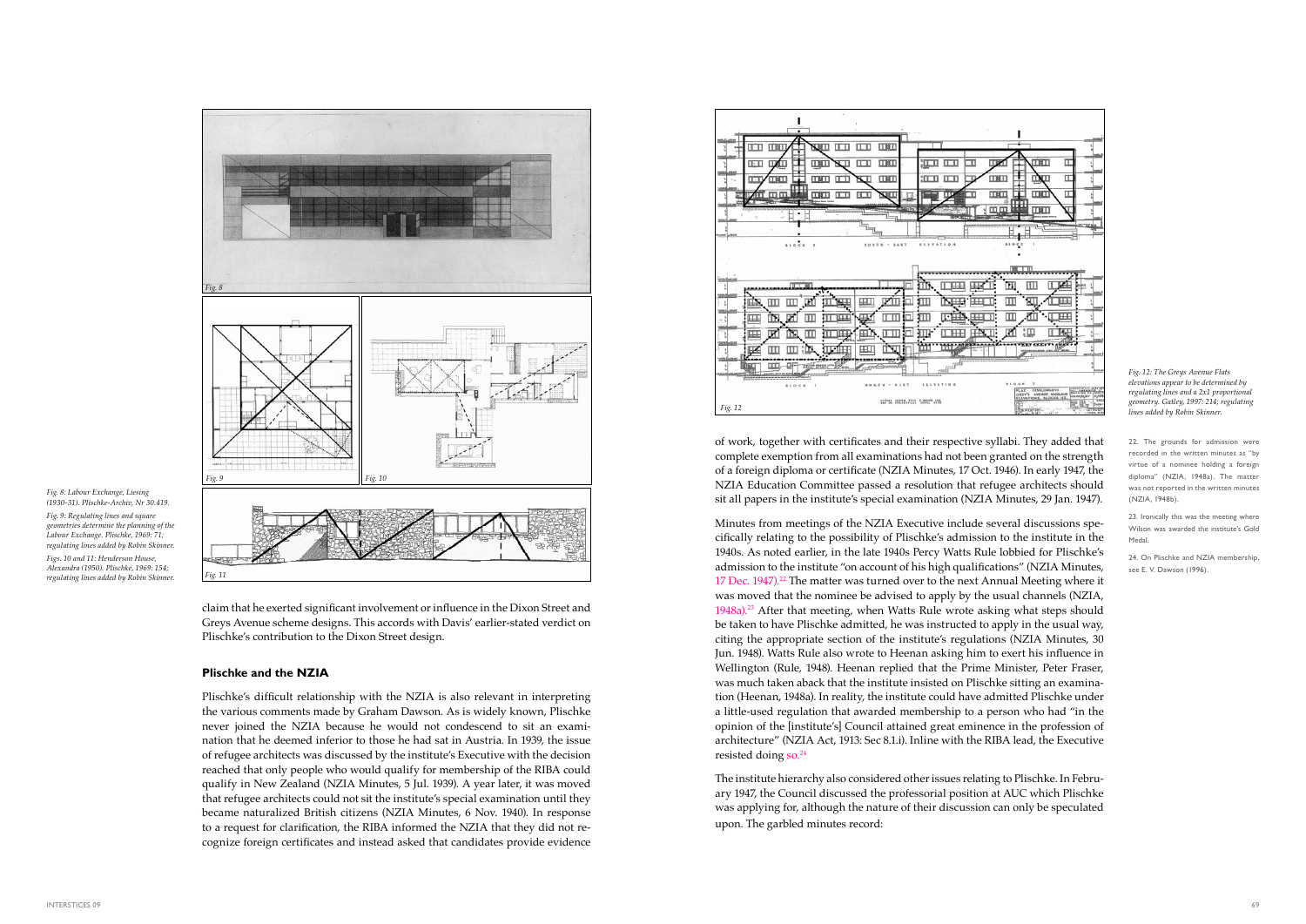*Fig. 8: Labour Exchange, Liesing (1930–31). Plischke-Archiv, Nr 30.419.*

*Fig. 9: Regulating lines and square geometries determine the planning of the Labour Exchange. Plischke, 1969: 71; regulating lines added by Robin Skinner.*

*Figs. 10 and 11: Henderson House, Alexandra (1950). Plischke, 1969: 154; regulating lines added by Robin Skinner.*

claim that he exerted significant involvement or influence in the Dixon Street and Greys Avenue scheme designs. This accords with Davis' earlier-stated verdict on Plischke's contribution to the Dixon Street design.

### Plischke and the NZIA

Plischke's difficult relationship with the NZIA is also relevant in interpreting the various comments made by Graham Dawson. As is widely known, Plischke never joined the NZIA because he would not condescend to sit an examination that he deemed inferior to those he had sat in Austria. In 1939, the issue of refugee architects was discussed by the institute's Executive with the decision reached that only people who would qualify for membership of the RIBA could qualify in New Zealand (NZIA Minutes, 5 Jul. 1939). A year later, it was moved that refugee architects could not sit the institute's special examination until they became naturalized British citizens (NZIA Minutes, 6 Nov. 1940). In response to a request for clarification, the RIBA informed the NZIA that they did not recognize foreign certificates and instead asked that candidates provide evidence of work, together with certificates and their respective syllabi. They added that complete exemption from all examinations had not been granted on the strength of a foreign diploma or certificate (NZIA Minutes, 17 Oct. 1946). In early 1947, the NZIA Education Committee passed a resolution that refugee architects should sit all papers in the institute's special examination (NZIA Minutes, 29 Jan. 1947).

Minutes from meetings of the NZIA Executive include several discussions specifically relating to the possibility of Plischke's admission to the institute in the 1940s. As noted earlier, in the late 1940s Percy Watts Rule lobbied for Plischke's admission to the institute "on account of his high qualifications" (NZIA Minutes, 17 Dec. 1947).[22] The matter was turned over to the next Annual Meeting where it was moved that the nominee be advised to apply by the usual channels (NZIA, 1948a).[23] After that meeting, when Watts Rule wrote asking what steps should be taken to have Plischke admitted, he was instructed to apply in the usual way, citing the appropriate section of the institute's regulations (NZIA Minutes, 30 Jun. 1948). Watts Rule also wrote to Heenan asking him to exert his influence in Wellington (Rule, 1948). Heenan replied that the Prime Minister, Peter Fraser, was much taken aback that the institute insisted on Plischke sitting an examination (Heenan, 1948a). In reality, the institute could have admitted Plischke under a little-used regulation that awarded membership to a person who had "in the opinion of the [institute's] Council attained great eminence in the profession of architecture" (NZIA Act, 1913: Sec 8.1.i). Inline with the RIBA lead, the Executive resisted doing so.[24]

The institute hierarchy also considered other issues relating to Plischke. In February 1947, the Council discussed the professorial position at AUC which Plischke was applying for, although the nature of their discussion can only be speculated upon. The garbled minutes record:

*Fig. 12: The Greys Avenue Flats elevations appear to be determined by regulating lines and a 2x1 proportional geometry. Gatley, 1997: 214; regulating lines added by Robin Skinner.*

22. The grounds for admission were recorded in the written minutes as "by virtue of a nominee holding a foreign diploma" (NZIA, 1948a). The matter was not reported in the written minutes (NZIA, 1948b).

23. Ironically this was the meeting where Wilson was awarded the institute's Gold Medal.

24. On Plischke and NZIA membership, see E. V. Dawson (1996).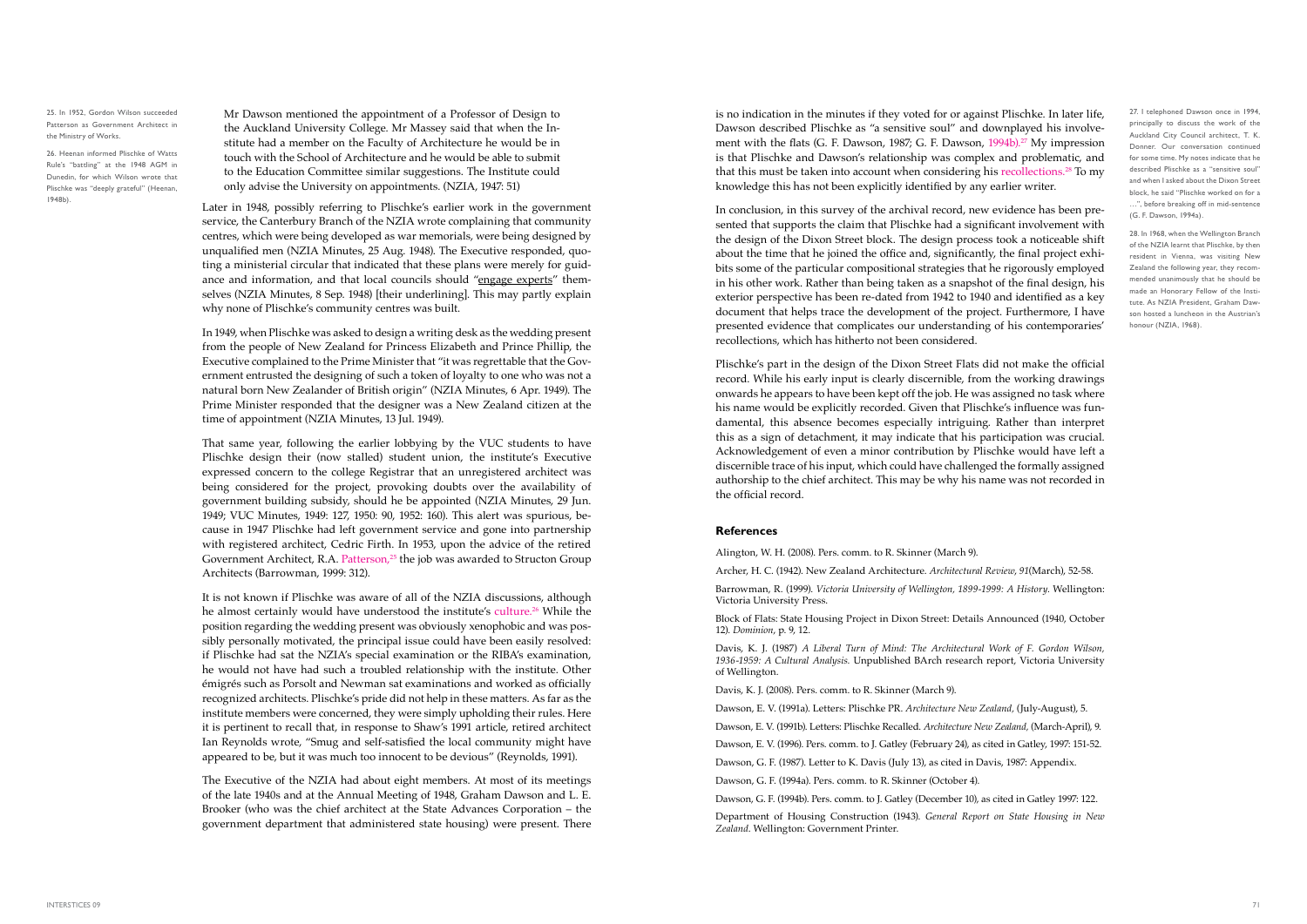Mr Dawson mentioned the appointment of a Professor of Design to the Auckland University College. Mr Massey said that when the Institute had a member on the Faculty of Architecture he would be in touch with the School of Architecture and he would be able to submit to the Education Committee similar suggestions. The Institute could only advise the University on appointments. (NZIA, 1947: 51)

Later in 1948, possibly referring to Plischke's earlier work in the government service, the Canterbury Branch of the NZIA wrote complaining that community centres, which were being developed as war memorials, were being designed by unqualified men (NZIA Minutes, 25 Aug. 1948). The Executive responded, quoting a ministerial circular that indicated that these plans were merely for guidance and information, and that local councils should "engage experts" themselves (NZIA Minutes, 8 Sep. 1948) [their underlining]. This may partly explain why none of Plischke's community centres was built.

In 1949, when Plischke was asked to design a writing desk as the wedding present from the people of New Zealand for Princess Elizabeth and Prince Phillip, the Executive complained to the Prime Minister that "it was regrettable that the Government entrusted the designing of such a token of loyalty to one who was not a natural born New Zealander of British origin" (NZIA Minutes, 6 Apr. 1949). The Prime Minister responded that the designer was a New Zealand citizen at the time of appointment (NZIA Minutes, 13 Jul. 1949).

That same year, following the earlier lobbying by the VUC students to have Plischke design their (now stalled) student union, the institute's Executive expressed concern to the college Registrar that an unregistered architect was being considered for the project, provoking doubts over the availability of government building subsidy, should he be appointed (NZIA Minutes, 29 Jun. 1949; VUC Minutes, 1949: 127, 1950: 90, 1952: 160). This alert was spurious, because in 1947 Plischke had left government service and gone into partnership with registered architect, Cedric Firth. In 1953, upon the advice of the retired Government Architect, R.A. Patterson,[25] the job was awarded to Structon Group Architects (Barrowman, 1999: 312).

25. In 1952, Gordon Wilson succeeded Patterson as Government Architect in the Ministry of Works.

It is not known if Plischke was aware of all of the NZIA discussions, although he almost certainly would have understood the institute's culture.[26] While the position regarding the wedding present was obviously xenophobic and was possibly personally motivated, the principal issue could have been easily resolved: if Plischke had sat the NZIA's special examination or the RIBA's examination, he would not have had such a troubled relationship with the institute. Other émigrés such as Porsolt and Newman sat examinations and worked as officially recognized architects. Plischke's pride did not help in these matters. As far as the institute members were concerned, they were simply upholding their rules. Here it is pertinent to recall that, in response to Shaw's 1991 article, retired architect Ian Reynolds wrote, "Smug and self-satisfied the local community might have appeared to be, but it was much too innocent to be devious" (Reynolds, 1991).

26. Heenan informed Plischke of Watts Rule's "battling" at the 1948 AGM in Dunedin, for which Wilson wrote that Plischke was "deeply grateful" (Heenan, 1948b).

The Executive of the NZIA had about eight members. At most of its meetings of the late 1940s and at the Annual Meeting of 1948, Graham Dawson and L. E. Brooker (who was the chief architect at the State Advances Corporation – the government department that administered state housing) were present. There is no indication in the minutes if they voted for or against Plischke. In later life, Dawson described Plischke as "a sensitive soul" and downplayed his involvement with the flats (G. F. Dawson, 1987; G. F. Dawson, 1994b).[27] My impression is that Plischke and Dawson's relationship was complex and problematic, and that this must be taken into account when considering his recollections.[28] To my knowledge this has not been explicitly identified by any earlier writer.

27. I telephoned Dawson once in 1994, principally to discuss the work of the Auckland City Council architect, T. K. Donner. Our conversation continued for some time. My notes indicate that he described Plischke as a "sensitive soul" and when I asked about the Dixon Street block, he said "Plischke worked on for a …", before breaking off in mid-sentence (G. F. Dawson, 1994a).

28. In 1968, when the Wellington Branch of the NZIA learnt that Plischke, by then resident in Vienna, was visiting New Zealand the following year, they recommended unanimously that he should be made an Honorary Fellow of the Institute. As NZIA President, Graham Dawson hosted a luncheon in the Austrian's honour (NZIA, 1968).

In conclusion, in this survey of the archival record, new evidence has been presented that supports the claim that Plischke had a significant involvement with the design of the Dixon Street block. The design process took a noticeable shift about the time that he joined the office and, significantly, the final project exhibits some of the particular compositional strategies that he rigorously employed in his other work. Rather than being taken as a snapshot of the final design, his exterior perspective has been re-dated from 1942 to 1940 and identified as a key document that helps trace the development of the project. Furthermore, I have presented evidence that complicates our understanding of his contemporaries' recollections, which has hitherto not been considered.

Plischke's part in the design of the Dixon Street Flats did not make the official record. While his early input is clearly discernible, from the working drawings onwards he appears to have been kept off the job. He was assigned no task where his name would be explicitly recorded. Given that Plischke's influence was fundamental, this absence becomes especially intriguing. Rather than interpret this as a sign of detachment, it may indicate that his participation was crucial. Acknowledgement of even a minor contribution by Plischke would have left a discernible trace of his input, which could have challenged the formally assigned authorship to the chief architect. This may be why his name was not recorded in the official record.

## References

Alington, W. H. (2008). Pers. comm. to R. Skinner (March 9).

Archer, H. C. (1942). New Zealand Architecture. *Architectural Review, 91*(March), 52-58.

Barrowman, R. (1999). *Victoria University of Wellington, 1899-1999: A History*. Wellington: Victoria University Press.

Block of Flats: State Housing Project in Dixon Street: Details Announced (1940, October 12). *Dominion*, p. 9, 12.

Davis, K. J. (1987) *A Liberal Turn of Mind: The Architectural Work of F. Gordon Wilson, 1936-1959: A Cultural Analysis.* Unpublished BArch research report, Victoria University of Wellington.

Davis, K. J. (2008). Pers. comm. to R. Skinner (March 9).

Dawson, E. V. (1991a). Letters: Plischke PR. *Architecture New Zealand*, (July-August), 5.

Dawson, E. V. (1991b). Letters: Plischke Recalled. *Architecture New Zealand*, (March-April), 9.

Dawson, E. V. (1996). Pers. comm. to J. Gatley (February 24), as cited in Gatley, 1997: 151-52.

Dawson, G. F. (1987). Letter to K. Davis (July 13), as cited in Davis, 1987: Appendix.

Dawson, G. F. (1994a). Pers. comm. to R. Skinner (October 4).

Dawson, G. F. (1994b). Pers. comm. to J. Gatley (December 10), as cited in Gatley 1997: 122.

Department of Housing Construction (1943). *General Report on State Housing in New Zealand*. Wellington: Government Printer.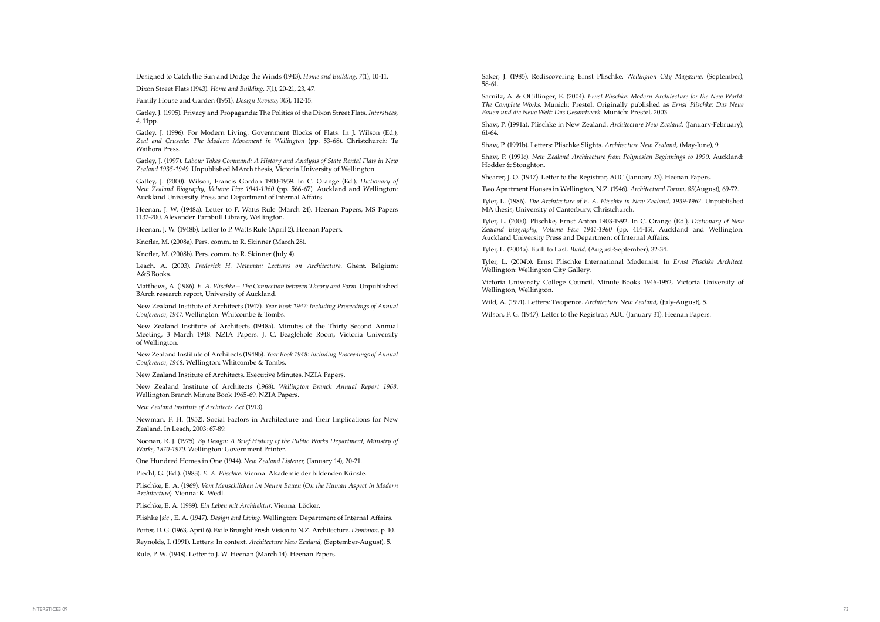Designed to Catch the Sun and Dodge the Winds (1943). *Home and Building*, *7*(1), 10-11.

Dixon Street Flats (1943). *Home and Building*, *7*(1), 20-21, 23, 47.

Family House and Garden (1951). *Design Review*, *3*(5), 112-15.

Gatley, J. (1995). Privacy and Propaganda: The Politics of the Dixon Street Flats. *Interstices*, *4*, 11pp.

Gatley, J. (1996). For Modern Living: Government Blocks of Flats. In J. Wilson (Ed.), *Zeal and Crusade: The Modern Movement in Wellington* (pp. 53-68). Christchurch: Te Waihora Press.

Gatley, J. (1997). *Labour Takes Command: A History and Analysis of State Rental Flats in New Zealand 1935-1949*. Unpublished MArch thesis, Victoria University of Wellington.

Gatley, J. (2000). Wilson, Francis Gordon 1900-1959. In C. Orange (Ed.), *Dictionary of New Zealand Biography, Volume Five 1941-1960* (pp. 566-67). Auckland and Wellington: Auckland University Press and Department of Internal Affairs.

Heenan, J. W. (1948a). Letter to P. Watts Rule (March 24). Heenan Papers, MS Papers 1132-200, Alexander Turnbull Library, Wellington.

Heenan, J. W. (1948b). Letter to P. Watts Rule (April 2). Heenan Papers.

Knofler, M. (2008a). Pers. comm. to R. Skinner (March 28).

Knofler, M. (2008b). Pers. comm. to R. Skinner (July 4).

Leach, A. (2003). *Frederick H. Newman: Lectures on Architecture*. Ghent, Belgium: A&S Books.

Matthews, A. (1986). *E. A. Plischke – The Connection between Theory and Form*. Unpublished BArch research report, University of Auckland.

New Zealand Institute of Architects (1947). *Year Book 1947: Including Proceedings of Annual Conference, 1947*. Wellington: Whitcombe & Tombs.

New Zealand Institute of Architects (1948a). Minutes of the Thirty Second Annual Meeting, 3 March 1948. NZIA Papers. J. C. Beaglehole Room, Victoria University of Wellington.

New Zealand Institute of Architects (1948b). *Year Book 1948: Including Proceedings of Annual Conference, 1948*. Wellington: Whitcombe & Tombs.

New Zealand Institute of Architects. Executive Minutes. NZIA Papers.

New Zealand Institute of Architects (1968). *Wellington Branch Annual Report 1968*. Wellington Branch Minute Book 1965-69. NZIA Papers.

*New Zealand Institute of Architects Act* (1913).

Newman, F. H. (1952). Social Factors in Architecture and their Implications for New Zealand. In Leach, 2003: 67-89.

Noonan, R. J. (1975). *By Design: A Brief History of the Public Works Department, Ministry of Works, 1870-1970*. Wellington: Government Printer.

One Hundred Homes in One (1944). *New Zealand Listener,* (January 14), 20-21.

Piechl, G. (Ed.). (1983). *E. A. Plischke*. Vienna: Akademie der bildenden Künste.

Plischke, E. A. (1969). *Vom Menschlichen im Neuen Bauen* (*On the Human Aspect in Modern Architecture*). Vienna: K. Wedl.

Plischke, E. A. (1989). *Ein Leben mit Architektur*. Vienna: Löcker.

Plishke [*sic*], E. A. (1947). *Design and Living*. Wellington: Department of Internal Affairs.

Porter, D. G. (1963, April 6). Exile Brought Fresh Vision to N.Z. Architecture. *Dominion*, p. 10.

Reynolds, I. (1991). Letters: In context. *Architecture New Zealand,* (September-August), 5.

Rule, P. W. (1948). Letter to J. W. Heenan (March 14). Heenan Papers.

Saker, J. (1985). Rediscovering Ernst Plischke. *Wellington City Magazine,* (September), 58-61.

Sarnitz, A. & Ottillinger, E. (2004). *Ernst Plischke: Modern Architecture for the New World: The Complete Works*. Munich: Prestel. Originally published as *Ernst Plischke: Das Neue Bauen und die Neue Welt: Das Gesamtwerk*. Munich: Prestel, 2003.

Shaw, P. (1991a). Plischke in New Zealand. *Architecture New Zealand*, (January-February), 61-64.

Shaw, P. (1991b). Letters: Plischke Slights. *Architecture New Zealand*, (May-June), 9.

Shaw, P. (1991c). *New Zealand Architecture from Polynesian Beginnings to 1990*. Auckland: Hodder & Stoughton.

Shearer, J. O. (1947). Letter to the Registrar, AUC (January 23). Heenan Papers.

Two Apartment Houses in Wellington, N.Z. (1946). *Architectural Forum*, *85*(August), 69-72.

Tyler, L. (1986). *The Architecture of E. A. Plischke in New Zealand, 1939-1962*. Unpublished MA thesis, University of Canterbury, Christchurch.

Tyler, L. (2000). Plischke, Ernst Anton 1903-1992. In C. Orange (Ed.), *Dictionary of New Zealand Biography, Volume Five 1941-1960* (pp. 414-15). Auckland and Wellington: Auckland University Press and Department of Internal Affairs.

Tyler, L. (2004a). Built to Last. *Build*, (August-September), 32-34.

Tyler, L. (2004b). Ernst Plischke International Modernist. In *Ernst Plischke Architect*. Wellington: Wellington City Gallery.

Victoria University College Council, Minute Books 1946-1952, Victoria University of Wellington, Wellington.

Wild, A. (1991). Letters: Twopence. *Architecture New Zealand,* (July-August), 5.

Wilson, F. G. (1947). Letter to the Registrar, AUC (January 31). Heenan Papers.